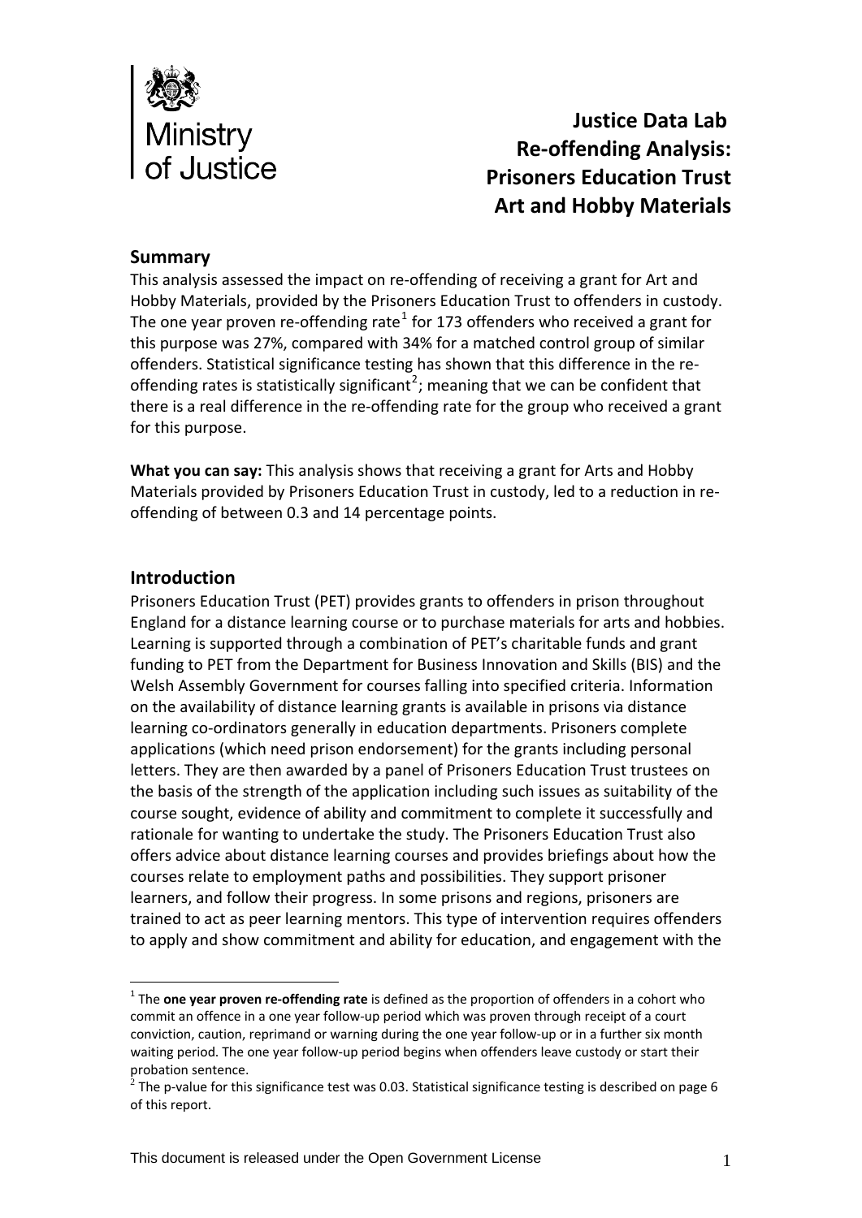Ministry of Justice

# Justice Data Lab Re-offending Analysis: Prisoners Education Trust Art and Hobby Materials

## Summary

This analysis assessed the impact on re-offending of receiving a grant for Art and Hobby Materials, provided by the Prisoners Education Trust to offenders in custody. The one year proven re-offending rate[1] for 173 offenders who received a grant for this purpose was 27%, compared with 34% for a matched control group of similar offenders. Statistical significance testing has shown that this difference in the re-offending rates is statistically significant[2]; meaning that we can be confident that there is a real difference in the re-offending rate for the group who received a grant for this purpose.

**What you can say:** This analysis shows that receiving a grant for Arts and Hobby Materials provided by Prisoners Education Trust in custody, led to a reduction in re-offending of between 0.3 and 14 percentage points.

## Introduction

Prisoners Education Trust (PET) provides grants to offenders in prison throughout England for a distance learning course or to purchase materials for arts and hobbies. Learning is supported through a combination of PET's charitable funds and grant funding to PET from the Department for Business Innovation and Skills (BIS) and the Welsh Assembly Government for courses falling into specified criteria. Information on the availability of distance learning grants is available in prisons via distance learning co-ordinators generally in education departments. Prisoners complete applications (which need prison endorsement) for the grants including personal letters. They are then awarded by a panel of Prisoners Education Trust trustees on the basis of the strength of the application including such issues as suitability of the course sought, evidence of ability and commitment to complete it successfully and rationale for wanting to undertake the study. The Prisoners Education Trust also offers advice about distance learning courses and provides briefings about how the courses relate to employment paths and possibilities. They support prisoner learners, and follow their progress. In some prisons and regions, prisoners are trained to act as peer learning mentors. This type of intervention requires offenders to apply and show commitment and ability for education, and engagement with the

[1] The **one year proven re-offending rate** is defined as the proportion of offenders in a cohort who commit an offence in a one year follow-up period which was proven through receipt of a court conviction, caution, reprimand or warning during the one year follow-up or in a further six month waiting period. The one year follow-up period begins when offenders leave custody or start their probation sentence.

[2] The p-value for this significance test was 0.03. Statistical significance testing is described on page 6 of this report.

This document is released under the Open Government License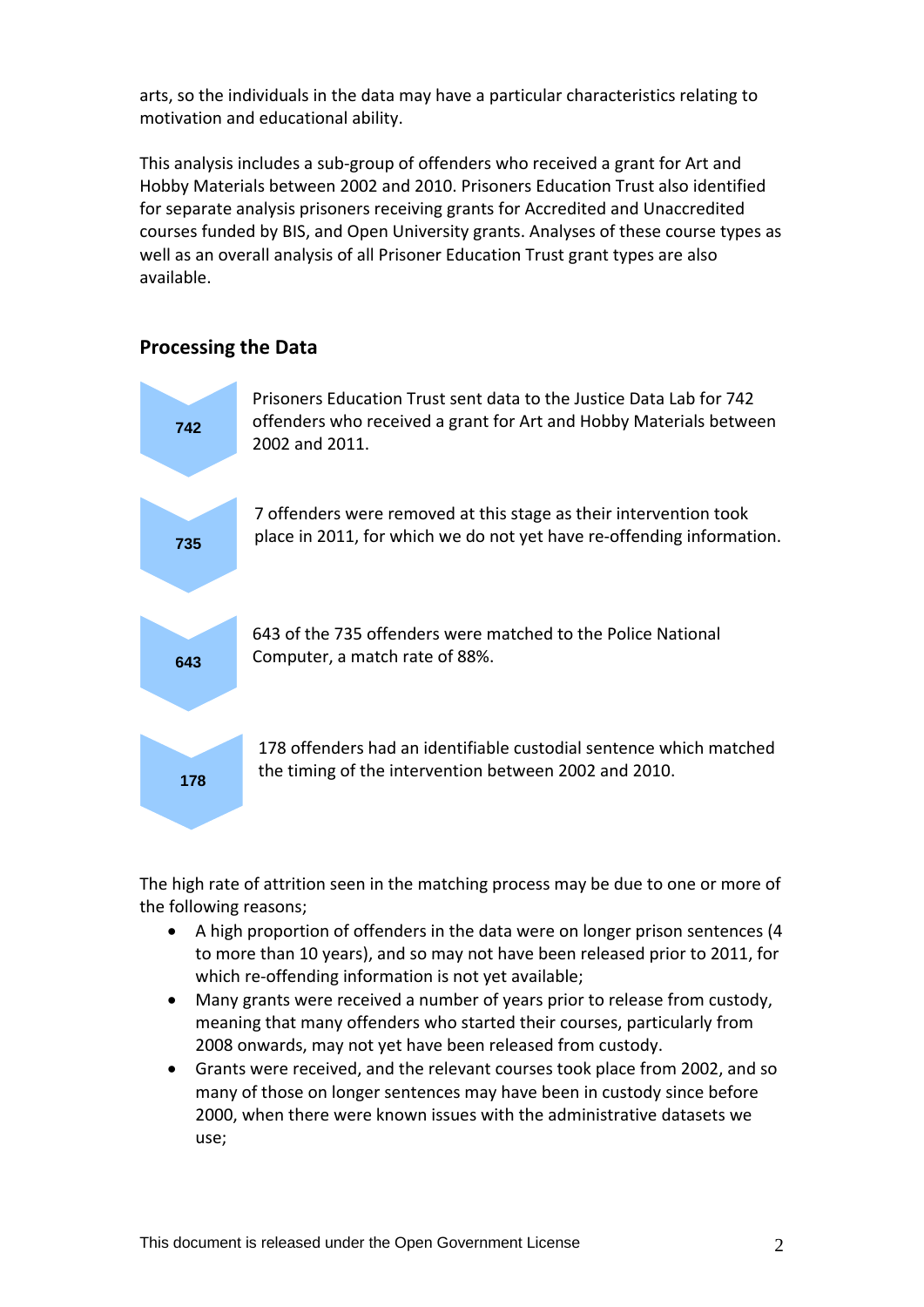arts, so the individuals in the data may have a particular characteristics relating to motivation and educational ability.

This analysis includes a sub-group of offenders who received a grant for Art and Hobby Materials between 2002 and 2010. Prisoners Education Trust also identified for separate analysis prisoners receiving grants for Accredited and Unaccredited courses funded by BIS, and Open University grants. Analyses of these course types as well as an overall analysis of all Prisoner Education Trust grant types are also available.

## Processing the Data

**742** — Prisoners Education Trust sent data to the Justice Data Lab for 742 offenders who received a grant for Art and Hobby Materials between 2002 and 2011.

**735** — 7 offenders were removed at this stage as their intervention took place in 2011, for which we do not yet have re-offending information.

**643** — 643 of the 735 offenders were matched to the Police National Computer, a match rate of 88%.

**178** — 178 offenders had an identifiable custodial sentence which matched the timing of the intervention between 2002 and 2010.

The high rate of attrition seen in the matching process may be due to one or more of the following reasons;

- A high proportion of offenders in the data were on longer prison sentences (4 to more than 10 years), and so may not have been released prior to 2011, for which re-offending information is not yet available;
- Many grants were received a number of years prior to release from custody, meaning that many offenders who started their courses, particularly from 2008 onwards, may not yet have been released from custody.
- Grants were received, and the relevant courses took place from 2002, and so many of those on longer sentences may have been in custody since before 2000, when there were known issues with the administrative datasets we use;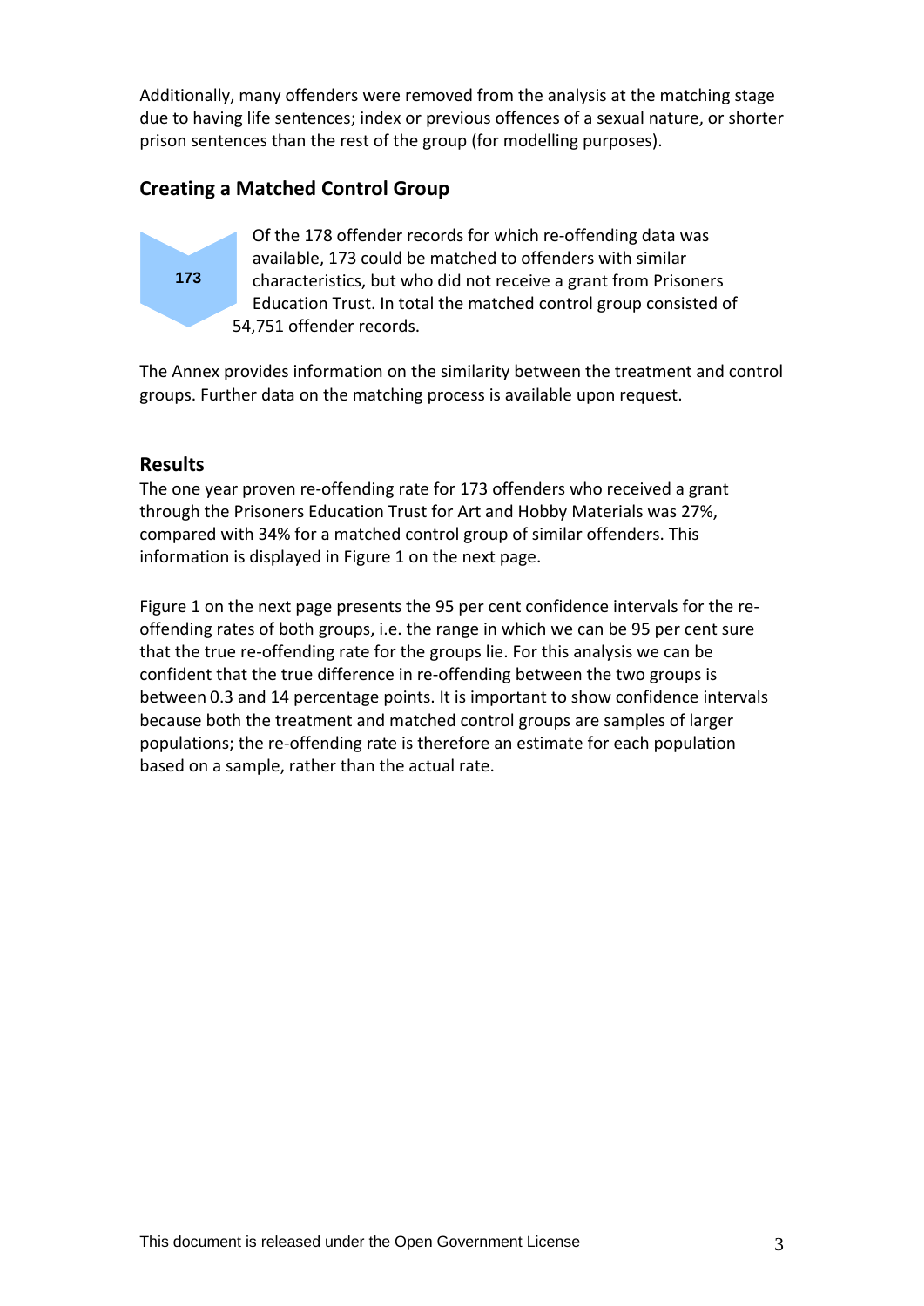Additionally, many offenders were removed from the analysis at the matching stage due to having life sentences; index or previous offences of a sexual nature, or shorter prison sentences than the rest of the group (for modelling purposes).

## Creating a Matched Control Group

**173**

Of the 178 offender records for which re-offending data was available, 173 could be matched to offenders with similar characteristics, but who did not receive a grant from Prisoners Education Trust. In total the matched control group consisted of 54,751 offender records.

The Annex provides information on the similarity between the treatment and control groups. Further data on the matching process is available upon request.

## Results

The one year proven re-offending rate for 173 offenders who received a grant through the Prisoners Education Trust for Art and Hobby Materials was 27%, compared with 34% for a matched control group of similar offenders. This information is displayed in Figure 1 on the next page.

Figure 1 on the next page presents the 95 per cent confidence intervals for the re-offending rates of both groups, i.e. the range in which we can be 95 per cent sure that the true re-offending rate for the groups lie. For this analysis we can be confident that the true difference in re-offending between the two groups is between 0.3 and 14 percentage points. It is important to show confidence intervals because both the treatment and matched control groups are samples of larger populations; the re-offending rate is therefore an estimate for each population based on a sample, rather than the actual rate.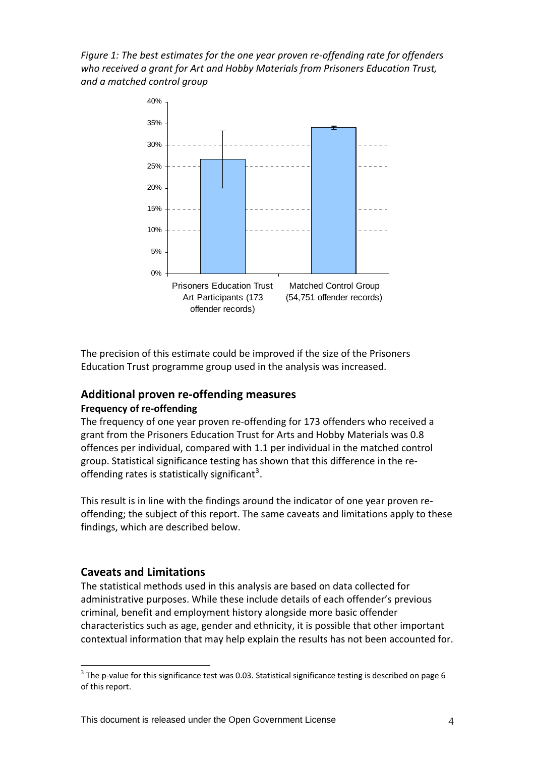*Figure 1: The best estimates for the one year proven re-offending rate for offenders who received a grant for Art and Hobby Materials from Prisoners Education Trust, and a matched control group*

The precision of this estimate could be improved if the size of the Prisoners Education Trust programme group used in the analysis was increased.

## Additional proven re-offending measures

### Frequency of re-offending

The frequency of one year proven re-offending for 173 offenders who received a grant from the Prisoners Education Trust for Arts and Hobby Materials was 0.8 offences per individual, compared with 1.1 per individual in the matched control group. Statistical significance testing has shown that this difference in the re-offending rates is statistically significant[3].

This result is in line with the findings around the indicator of one year proven re-offending; the subject of this report. The same caveats and limitations apply to these findings, which are described below.

## Caveats and Limitations

The statistical methods used in this analysis are based on data collected for administrative purposes. While these include details of each offender's previous criminal, benefit and employment history alongside more basic offender characteristics such as age, gender and ethnicity, it is possible that other important contextual information that may help explain the results has not been accounted for.

[3] The p-value for this significance test was 0.03. Statistical significance testing is described on page 6 of this report.

This document is released under the Open Government License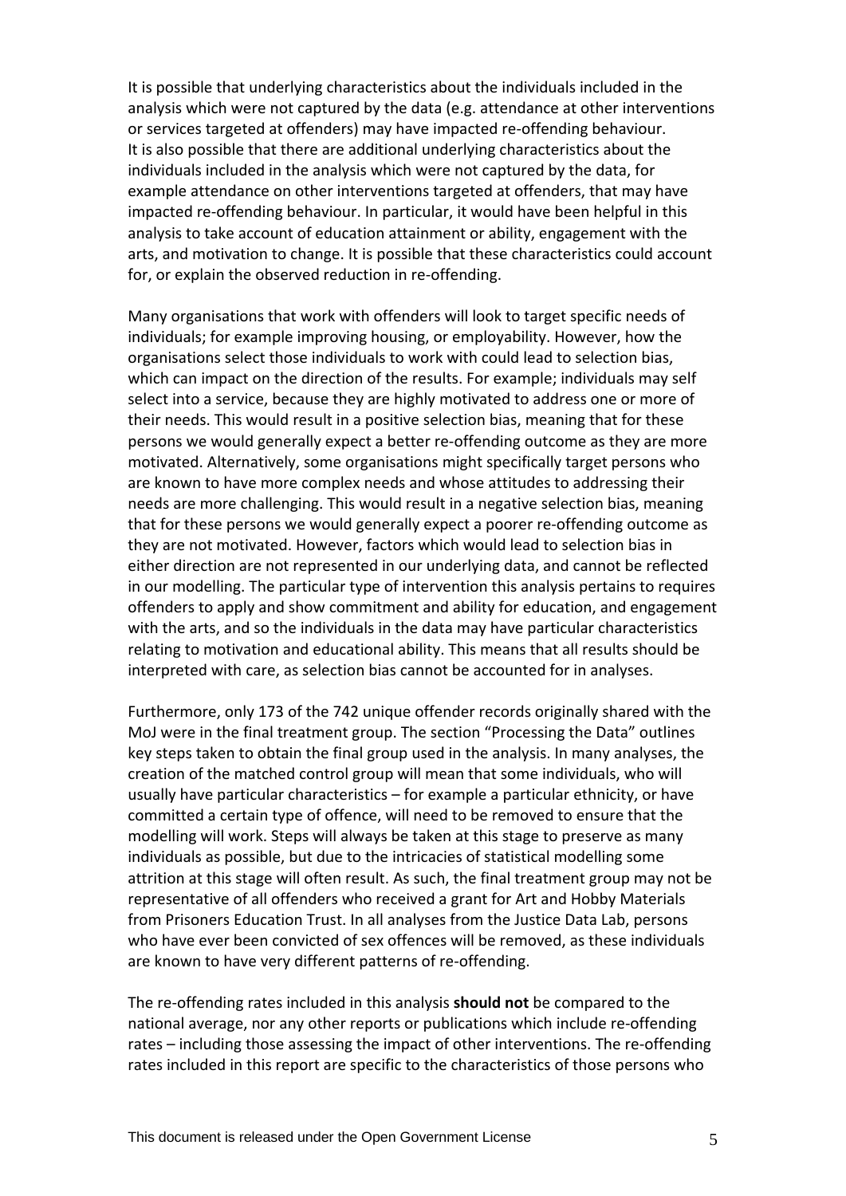It is possible that underlying characteristics about the individuals included in the analysis which were not captured by the data (e.g. attendance at other interventions or services targeted at offenders) may have impacted re-offending behaviour. It is also possible that there are additional underlying characteristics about the individuals included in the analysis which were not captured by the data, for example attendance on other interventions targeted at offenders, that may have impacted re-offending behaviour. In particular, it would have been helpful in this analysis to take account of education attainment or ability, engagement with the arts, and motivation to change. It is possible that these characteristics could account for, or explain the observed reduction in re-offending.

Many organisations that work with offenders will look to target specific needs of individuals; for example improving housing, or employability. However, how the organisations select those individuals to work with could lead to selection bias, which can impact on the direction of the results. For example; individuals may self select into a service, because they are highly motivated to address one or more of their needs. This would result in a positive selection bias, meaning that for these persons we would generally expect a better re-offending outcome as they are more motivated. Alternatively, some organisations might specifically target persons who are known to have more complex needs and whose attitudes to addressing their needs are more challenging. This would result in a negative selection bias, meaning that for these persons we would generally expect a poorer re-offending outcome as they are not motivated. However, factors which would lead to selection bias in either direction are not represented in our underlying data, and cannot be reflected in our modelling. The particular type of intervention this analysis pertains to requires offenders to apply and show commitment and ability for education, and engagement with the arts, and so the individuals in the data may have particular characteristics relating to motivation and educational ability. This means that all results should be interpreted with care, as selection bias cannot be accounted for in analyses.

Furthermore, only 173 of the 742 unique offender records originally shared with the MoJ were in the final treatment group. The section "Processing the Data" outlines key steps taken to obtain the final group used in the analysis. In many analyses, the creation of the matched control group will mean that some individuals, who will usually have particular characteristics – for example a particular ethnicity, or have committed a certain type of offence, will need to be removed to ensure that the modelling will work. Steps will always be taken at this stage to preserve as many individuals as possible, but due to the intricacies of statistical modelling some attrition at this stage will often result. As such, the final treatment group may not be representative of all offenders who received a grant for Art and Hobby Materials from Prisoners Education Trust. In all analyses from the Justice Data Lab, persons who have ever been convicted of sex offences will be removed, as these individuals are known to have very different patterns of re-offending.

The re-offending rates included in this analysis **should not** be compared to the national average, nor any other reports or publications which include re-offending rates – including those assessing the impact of other interventions. The re-offending rates included in this report are specific to the characteristics of those persons who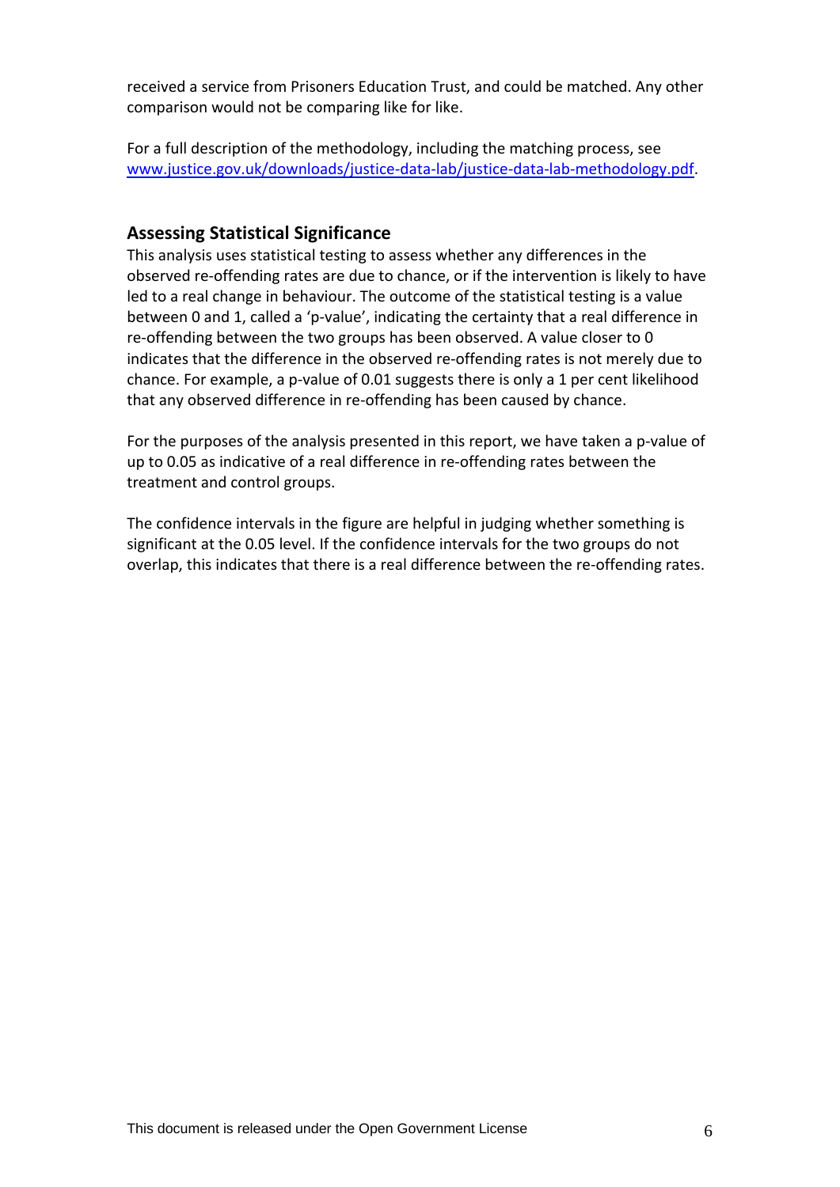received a service from Prisoners Education Trust, and could be matched. Any other comparison would not be comparing like for like.

For a full description of the methodology, including the matching process, see [www.justice.gov.uk/downloads/justice-data-lab/justice-data-lab-methodology.pdf](www.justice.gov.uk/downloads/justice-data-lab/justice-data-lab-methodology.pdf).

## Assessing Statistical Significance

This analysis uses statistical testing to assess whether any differences in the observed re-offending rates are due to chance, or if the intervention is likely to have led to a real change in behaviour. The outcome of the statistical testing is a value between 0 and 1, called a 'p-value', indicating the certainty that a real difference in re-offending between the two groups has been observed. A value closer to 0 indicates that the difference in the observed re-offending rates is not merely due to chance. For example, a p-value of 0.01 suggests there is only a 1 per cent likelihood that any observed difference in re-offending has been caused by chance.

For the purposes of the analysis presented in this report, we have taken a p-value of up to 0.05 as indicative of a real difference in re-offending rates between the treatment and control groups.

The confidence intervals in the figure are helpful in judging whether something is significant at the 0.05 level. If the confidence intervals for the two groups do not overlap, this indicates that there is a real difference between the re-offending rates.

This document is released under the Open Government License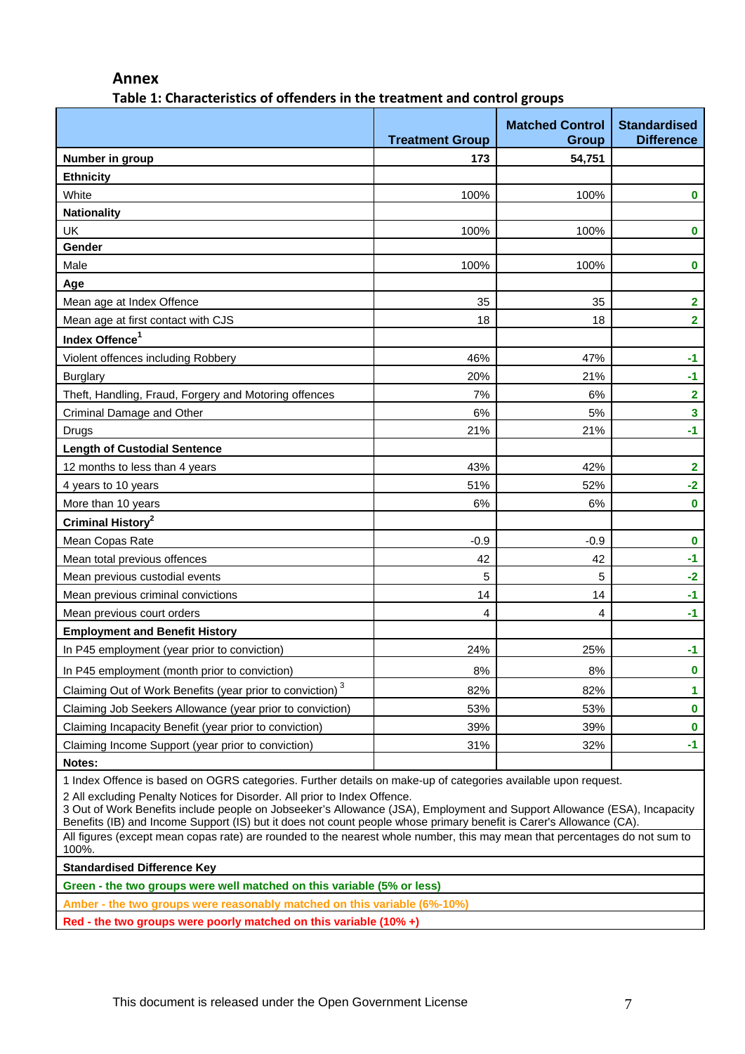## Annex

### Table 1: Characteristics of offenders in the treatment and control groups

| | Treatment Group | Matched Control Group | Standardised Difference |
|---|---|---|---|
| **Number in group** | **173** | **54,751** | |
| **Ethnicity** | | | |
| White | 100% | 100% | 0 |
| **Nationality** | | | |
| UK | 100% | 100% | 0 |
| **Gender** | | | |
| Male | 100% | 100% | 0 |
| **Age** | | | |
| Mean age at Index Offence | 35 | 35 | 2 |
| Mean age at first contact with CJS | 18 | 18 | 2 |
| **Index Offence**[1] | | | |
| Violent offences including Robbery | 46% | 47% | -1 |
| Burglary | 20% | 21% | -1 |
| Theft, Handling, Fraud, Forgery and Motoring offences | 7% | 6% | 2 |
| Criminal Damage and Other | 6% | 5% | 3 |
| Drugs | 21% | 21% | -1 |
| **Length of Custodial Sentence** | | | |
| 12 months to less than 4 years | 43% | 42% | 2 |
| 4 years to 10 years | 51% | 52% | -2 |
| More than 10 years | 6% | 6% | 0 |
| **Criminal History**[2] | | | |
| Mean Copas Rate | -0.9 | -0.9 | 0 |
| Mean total previous offences | 42 | 42 | -1 |
| Mean previous custodial events | 5 | 5 | -2 |
| Mean previous criminal convictions | 14 | 14 | -1 |
| Mean previous court orders | 4 | 4 | -1 |
| **Employment and Benefit History** | | | |
| In P45 employment (year prior to conviction) | 24% | 25% | -1 |
| In P45 employment (month prior to conviction) | 8% | 8% | 0 |
| Claiming Out of Work Benefits (year prior to conviction)[3] | 82% | 82% | 1 |
| Claiming Job Seekers Allowance (year prior to conviction) | 53% | 53% | 0 |
| Claiming Incapacity Benefit (year prior to conviction) | 39% | 39% | 0 |
| Claiming Income Support (year prior to conviction) | 31% | 32% | -1 |

**Notes:**

1 Index Offence is based on OGRS categories. Further details on make-up of categories available upon request.

2 All excluding Penalty Notices for Disorder. All prior to Index Offence.

3 Out of Work Benefits include people on Jobseeker's Allowance (JSA), Employment and Support Allowance (ESA), Incapacity Benefits (IB) and Income Support (IS) but it does not count people whose primary benefit is Carer's Allowance (CA).

All figures (except mean copas rate) are rounded to the nearest whole number, this may mean that percentages do not sum to 100%.

**Standardised Difference Key**

**Green - the two groups were well matched on this variable (5% or less)**

**Amber - the two groups were reasonably matched on this variable (6%-10%)**

**Red - the two groups were poorly matched on this variable (10% +)**

This document is released under the Open Government License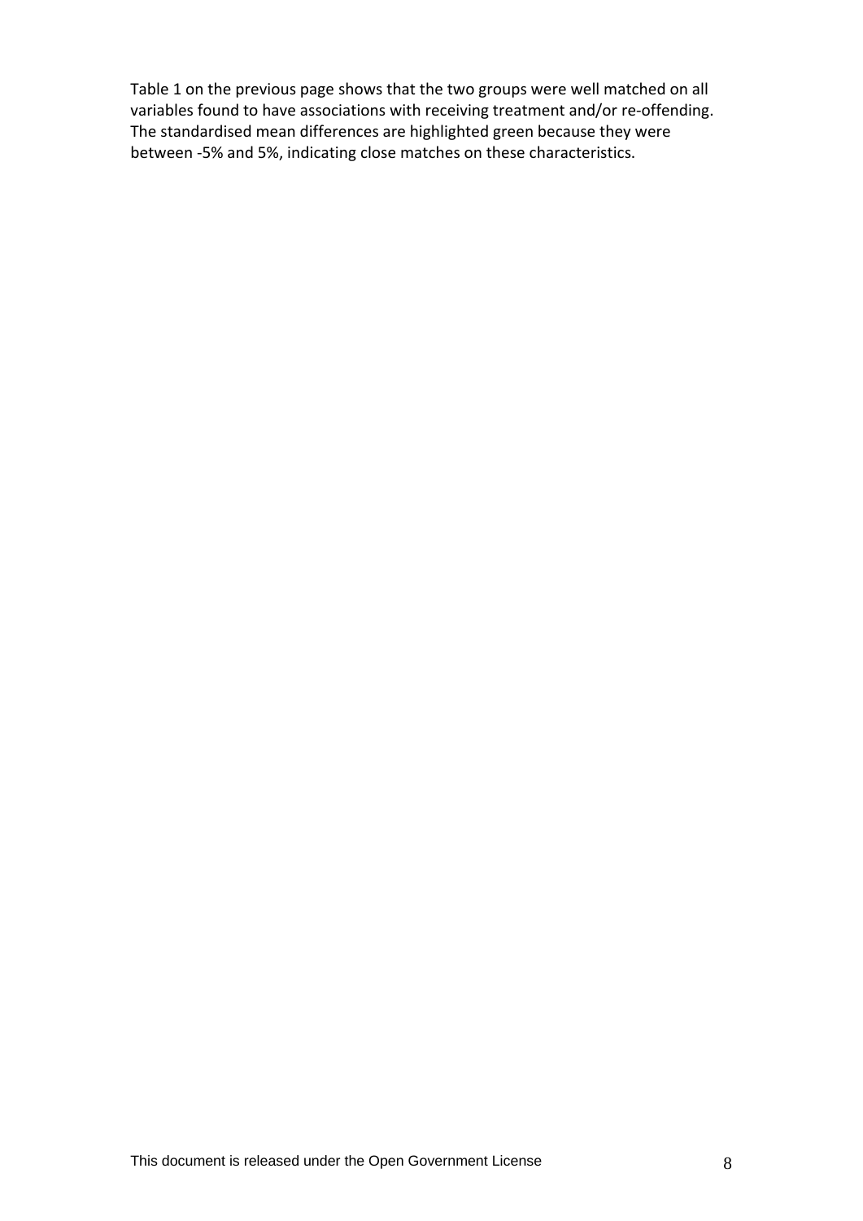Table 1 on the previous page shows that the two groups were well matched on all variables found to have associations with receiving treatment and/or re-offending. The standardised mean differences are highlighted green because they were between -5% and 5%, indicating close matches on these characteristics.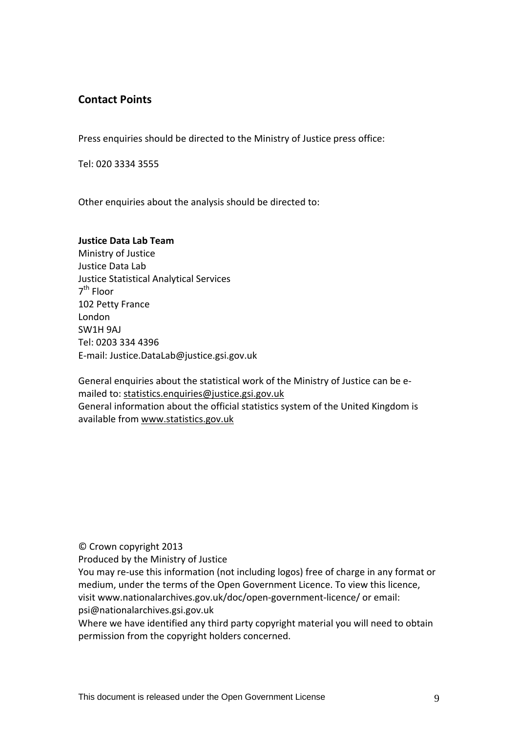## Contact Points

Press enquiries should be directed to the Ministry of Justice press office:

Tel: 020 3334 3555

Other enquiries about the analysis should be directed to:

**Justice Data Lab Team**
Ministry of Justice
Justice Data Lab
Justice Statistical Analytical Services
7th Floor
102 Petty France
London
SW1H 9AJ
Tel: 0203 334 4396
E-mail: Justice.DataLab@justice.gsi.gov.uk

General enquiries about the statistical work of the Ministry of Justice can be e-mailed to: statistics.enquiries@justice.gsi.gov.uk
General information about the official statistics system of the United Kingdom is available from www.statistics.gov.uk

© Crown copyright 2013
Produced by the Ministry of Justice
You may re-use this information (not including logos) free of charge in any format or medium, under the terms of the Open Government Licence. To view this licence, visit www.nationalarchives.gov.uk/doc/open-government-licence/ or email: psi@nationalarchives.gsi.gov.uk
Where we have identified any third party copyright material you will need to obtain permission from the copyright holders concerned.